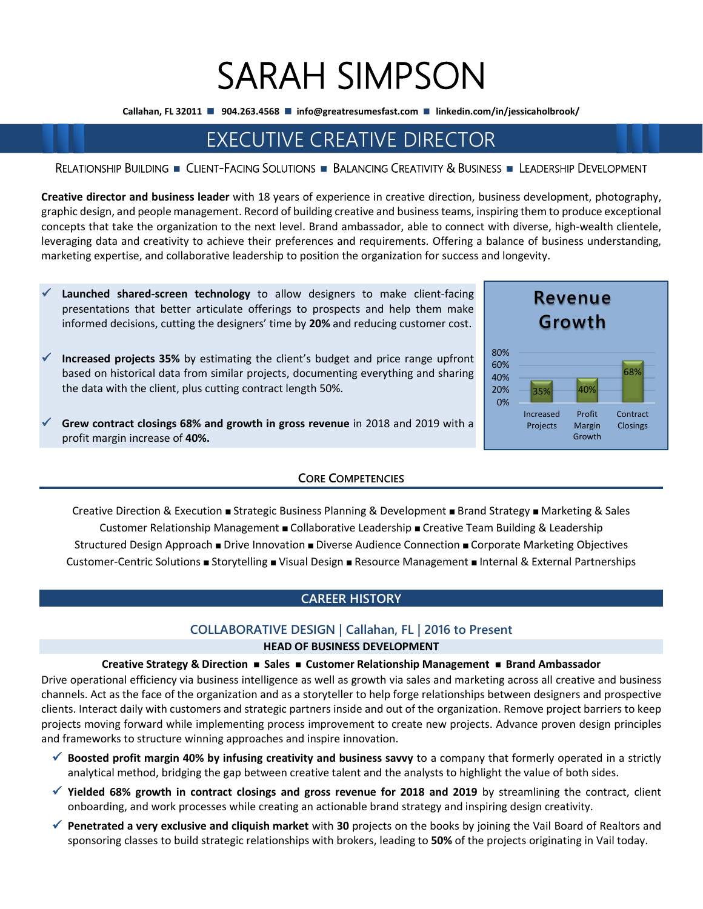# SARAH SIMPSON

**Callahan, FL 32011 ■ 904.263.4568 ■ info@greatresumesfast.com ■ linkedin.com/in/jessicaholbrook/**

## EXECUTIVE CREATIVE DIRECTOR

RELATIONSHIP BUILDING ■ CLIENT-FACING SOLUTIONS ■ BALANCING CREATIVITY & BUSINESS ■ LEADERSHIP DEVELOPMENT

**Creative director and business leader** with 18 years of experience in creative direction, business development, photography, graphic design, and people management. Record of building creative and business teams, inspiring them to produce exceptional concepts that take the organization to the next level. Brand ambassador, able to connect with diverse, high-wealth clientele, leveraging data and creativity to achieve their preferences and requirements. Offering a balance of business understanding, marketing expertise, and collaborative leadership to position the organization for success and longevity.

- ✓ **Launched shared-screen technology** to allow designers to make client-facing presentations that better articulate offerings to prospects and help them make informed decisions, cutting the designers' time by **20%** and reducing customer cost.
- ✓ **Increased projects 35%** by estimating the client's budget and price range upfront based on historical data from similar projects, documenting everything and sharing the data with the client, plus cutting contract length 50%.
- ✓ **Grew contract closings 68% and growth in gross revenue** in 2018 and 2019 with a profit margin increase of **40%.**

**Revenue Growth**

| Increased Projects | Profit Margin Growth | Contract Closings |
|---|---|---|
| 35% | 40% | 68% |

### CORE COMPETENCIES

Creative Direction & Execution ■ Strategic Business Planning & Development ■ Brand Strategy ■ Marketing & Sales
Customer Relationship Management ■ Collaborative Leadership ■ Creative Team Building & Leadership
Structured Design Approach ■ Drive Innovation ■ Diverse Audience Connection ■ Corporate Marketing Objectives
Customer-Centric Solutions ■ Storytelling ■ Visual Design ■ Resource Management ■ Internal & External Partnerships

## CAREER HISTORY

### COLLABORATIVE DESIGN | Callahan, FL | 2016 to Present

**HEAD OF BUSINESS DEVELOPMENT**

**Creative Strategy & Direction ■ Sales ■ Customer Relationship Management ■ Brand Ambassador**

Drive operational efficiency via business intelligence as well as growth via sales and marketing across all creative and business channels. Act as the face of the organization and as a storyteller to help forge relationships between designers and prospective clients. Interact daily with customers and strategic partners inside and out of the organization. Remove project barriers to keep projects moving forward while implementing process improvement to create new projects. Advance proven design principles and frameworks to structure winning approaches and inspire innovation.

- ✓ **Boosted profit margin 40% by infusing creativity and business savvy** to a company that formerly operated in a strictly analytical method, bridging the gap between creative talent and the analysts to highlight the value of both sides.
- ✓ **Yielded 68% growth in contract closings and gross revenue for 2018 and 2019** by streamlining the contract, client onboarding, and work processes while creating an actionable brand strategy and inspiring design creativity.
- ✓ **Penetrated a very exclusive and cliquish market** with **30** projects on the books by joining the Vail Board of Realtors and sponsoring classes to build strategic relationships with brokers, leading to **50%** of the projects originating in Vail today.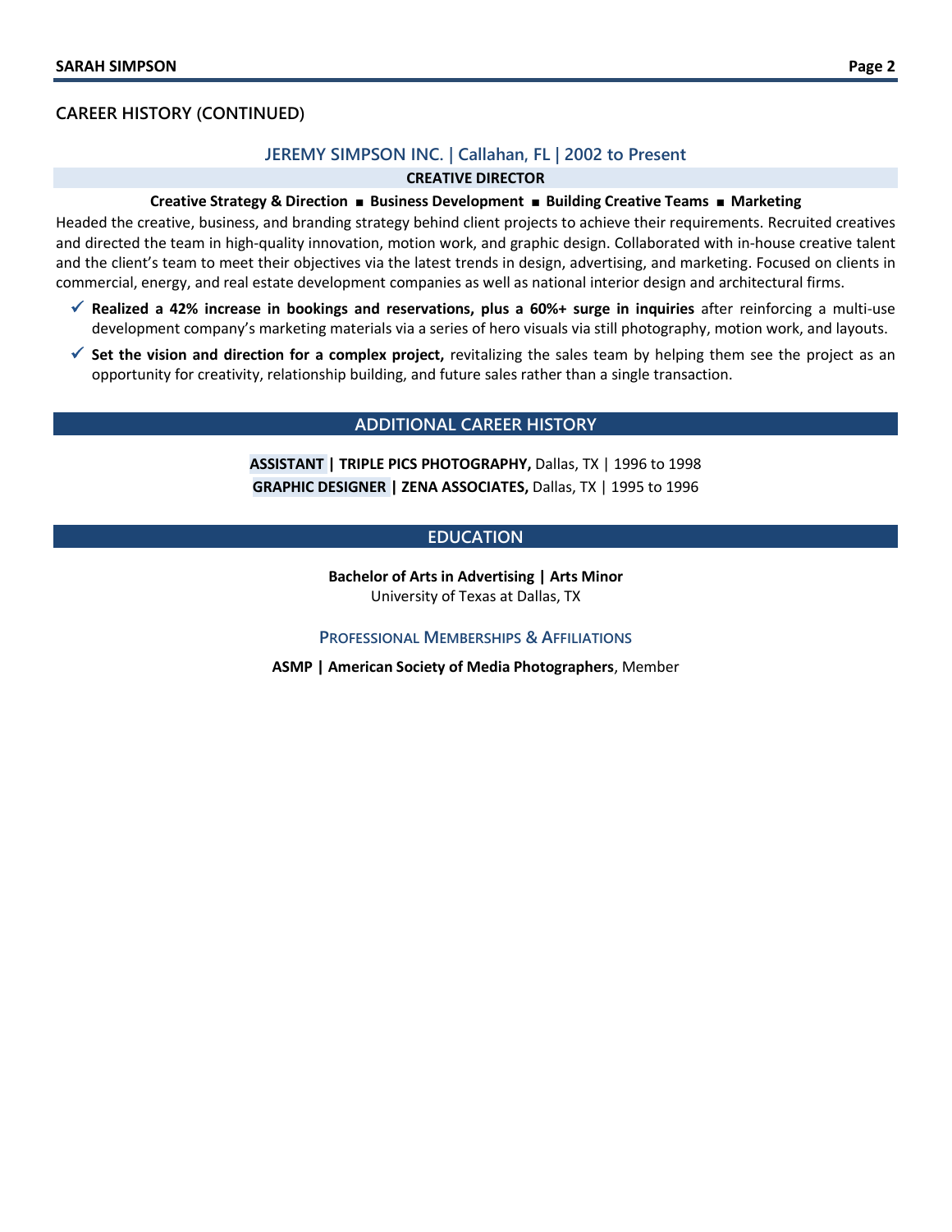## CAREER HISTORY (CONTINUED)

### JEREMY SIMPSON INC. | Callahan, FL | 2002 to Present

**CREATIVE DIRECTOR**

**Creative Strategy & Direction ■ Business Development ■ Building Creative Teams ■ Marketing**

Headed the creative, business, and branding strategy behind client projects to achieve their requirements. Recruited creatives and directed the team in high-quality innovation, motion work, and graphic design. Collaborated with in-house creative talent and the client's team to meet their objectives via the latest trends in design, advertising, and marketing. Focused on clients in commercial, energy, and real estate development companies as well as national interior design and architectural firms.

- ✓ **Realized a 42% increase in bookings and reservations, plus a 60%+ surge in inquiries** after reinforcing a multi-use development company's marketing materials via a series of hero visuals via still photography, motion work, and layouts.
- ✓ **Set the vision and direction for a complex project,** revitalizing the sales team by helping them see the project as an opportunity for creativity, relationship building, and future sales rather than a single transaction.

## ADDITIONAL CAREER HISTORY

**ASSISTANT | TRIPLE PICS PHOTOGRAPHY,** Dallas, TX | 1996 to 1998

**GRAPHIC DESIGNER | ZENA ASSOCIATES,** Dallas, TX | 1995 to 1996

## EDUCATION

**Bachelor of Arts in Advertising | Arts Minor**
University of Texas at Dallas, TX

### PROFESSIONAL MEMBERSHIPS & AFFILIATIONS

**ASMP | American Society of Media Photographers**, Member